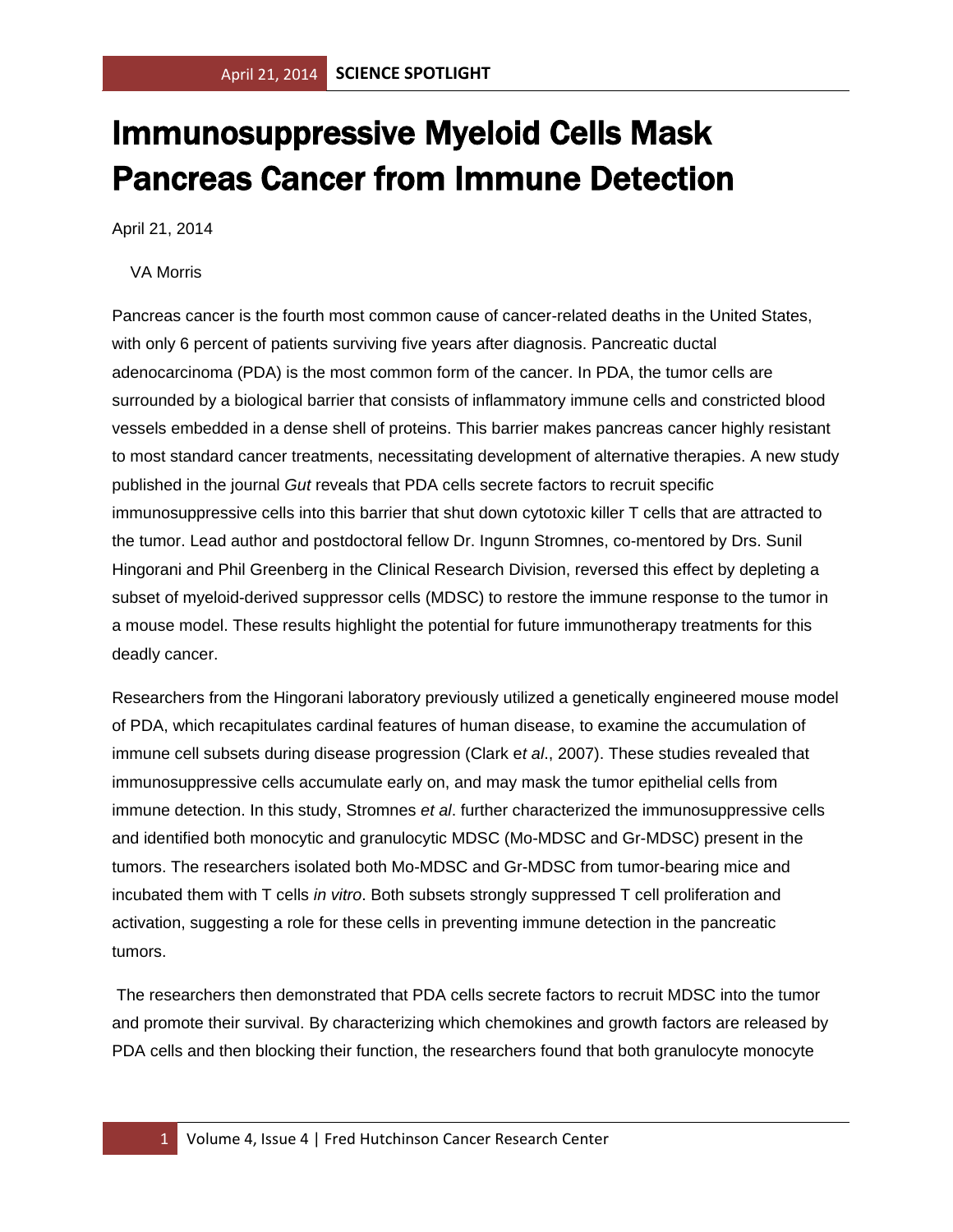# Immunosuppressive Myeloid Cells Mask Pancreas Cancer from Immune Detection

April 21, 2014

VA Morris

Pancreas cancer is the fourth most common cause of cancer-related deaths in the United States, with only 6 percent of patients surviving five years after diagnosis. Pancreatic ductal adenocarcinoma (PDA) is the most common form of the cancer. In PDA, the tumor cells are surrounded by a biological barrier that consists of inflammatory immune cells and constricted blood vessels embedded in a dense shell of proteins. This barrier makes pancreas cancer highly resistant to most standard cancer treatments, necessitating development of alternative therapies. A new study published in the journal *Gut* reveals that PDA cells secrete factors to recruit specific immunosuppressive cells into this barrier that shut down cytotoxic killer T cells that are attracted to the tumor. Lead author and postdoctoral fellow Dr. Ingunn Stromnes, co-mentored by Drs. Sunil Hingorani and Phil Greenberg in the Clinical Research Division, reversed this effect by depleting a subset of myeloid-derived suppressor cells (MDSC) to restore the immune response to the tumor in a mouse model. These results highlight the potential for future immunotherapy treatments for this deadly cancer.

Researchers from the Hingorani laboratory previously utilized a genetically engineered mouse model of PDA, which recapitulates cardinal features of human disease, to examine the accumulation of immune cell subsets during disease progression (Clark e*t al*., 2007). These studies revealed that immunosuppressive cells accumulate early on, and may mask the tumor epithelial cells from immune detection. In this study, Stromnes *et al*. further characterized the immunosuppressive cells and identified both monocytic and granulocytic MDSC (Mo-MDSC and Gr-MDSC) present in the tumors. The researchers isolated both Mo-MDSC and Gr-MDSC from tumor-bearing mice and incubated them with T cells *in vitro*. Both subsets strongly suppressed T cell proliferation and activation, suggesting a role for these cells in preventing immune detection in the pancreatic tumors.

The researchers then demonstrated that PDA cells secrete factors to recruit MDSC into the tumor and promote their survival. By characterizing which chemokines and growth factors are released by PDA cells and then blocking their function, the researchers found that both granulocyte monocyte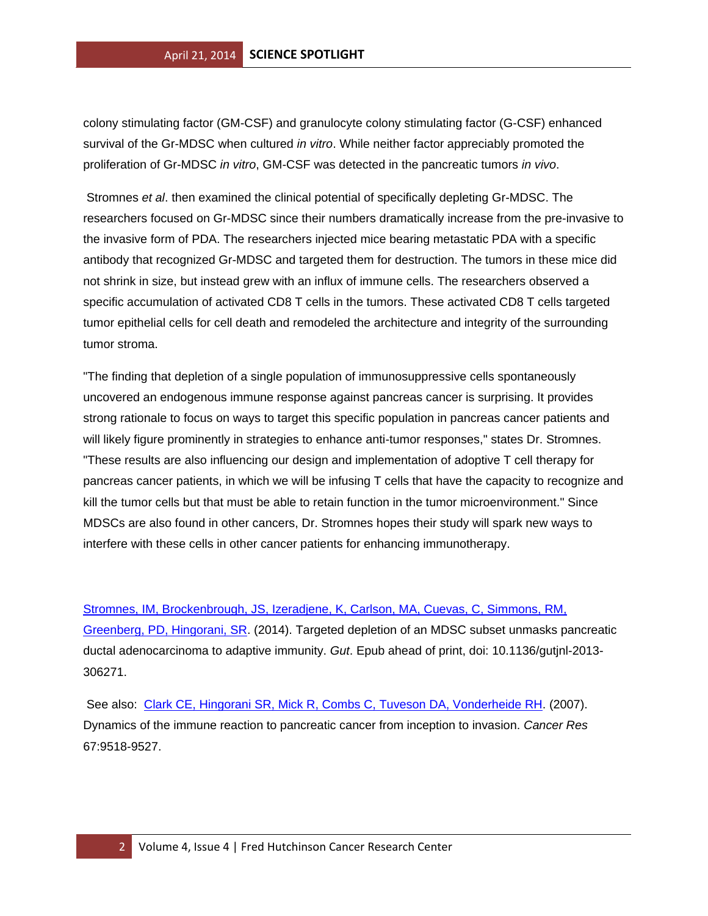colony stimulating factor (GM-CSF) and granulocyte colony stimulating factor (G-CSF) enhanced survival of the Gr-MDSC when cultured *in vitro*. While neither factor appreciably promoted the proliferation of Gr-MDSC *in vitro*, GM-CSF was detected in the pancreatic tumors *in vivo*.

Stromnes *et al*. then examined the clinical potential of specifically depleting Gr-MDSC. The researchers focused on Gr-MDSC since their numbers dramatically increase from the pre-invasive to the invasive form of PDA. The researchers injected mice bearing metastatic PDA with a specific antibody that recognized Gr-MDSC and targeted them for destruction. The tumors in these mice did not shrink in size, but instead grew with an influx of immune cells. The researchers observed a specific accumulation of activated CD8 T cells in the tumors. These activated CD8 T cells targeted tumor epithelial cells for cell death and remodeled the architecture and integrity of the surrounding tumor stroma.

"The finding that depletion of a single population of immunosuppressive cells spontaneously uncovered an endogenous immune response against pancreas cancer is surprising. It provides strong rationale to focus on ways to target this specific population in pancreas cancer patients and will likely figure prominently in strategies to enhance anti-tumor responses," states Dr. Stromnes. "These results are also influencing our design and implementation of adoptive T cell therapy for pancreas cancer patients, in which we will be infusing T cells that have the capacity to recognize and kill the tumor cells but that must be able to retain function in the tumor microenvironment." Since MDSCs are also found in other cancers, Dr. Stromnes hopes their study will spark new ways to interfere with these cells in other cancer patients for enhancing immunotherapy.

Stromnes, IM, Brockenbrough, JS, Izeradjene, K, Carlson, MA, Cuevas, C, Simmons, RM, Greenberg, PD, Hingorani, SR. (2014). Targeted depletion of an MDSC subset unmasks pancreatic ductal adenocarcinoma to adaptive immunity. *Gut*. Epub ahead of print, doi: 10.1136/gutjnl-2013-306271.

See also: Clark CE, Hingorani SR, Mick R, Combs C, Tuveson DA, Vonderheide RH. (2007). Dynamics of the immune reaction to pancreatic cancer from inception to invasion. *Cancer Res* 67:9518-9527.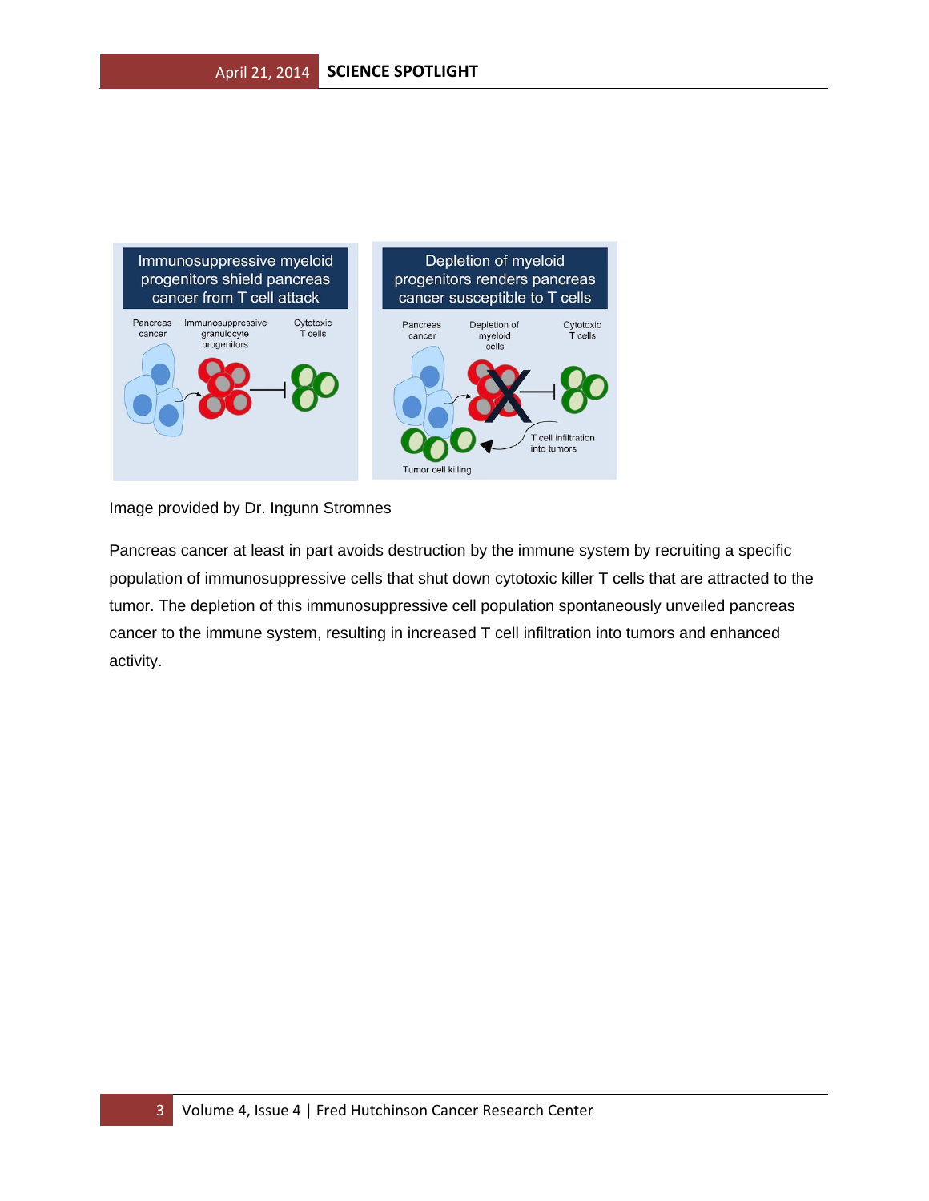Immunosuppressive myeloid progenitors shield pancreas cancer from T cell attack

Pancreas cancer

Immunosuppressive granulocyte progenitors

Cytotoxic T cells

Depletion of myeloid progenitors renders pancreas cancer susceptible to T cells

Pancreas cancer

Depletion of myeloid cells

Cytotoxic T cells

T cell infiltration into tumors

Tumor cell killing

Image provided by Dr. Ingunn Stromnes

Pancreas cancer at least in part avoids destruction by the immune system by recruiting a specific population of immunosuppressive cells that shut down cytotoxic killer T cells that are attracted to the tumor. The depletion of this immunosuppressive cell population spontaneously unveiled pancreas cancer to the immune system, resulting in increased T cell infiltration into tumors and enhanced activity.